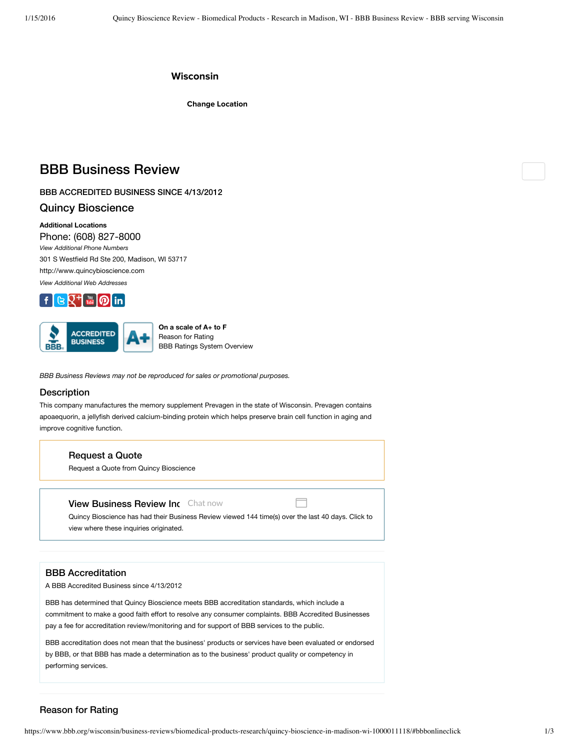Wisconsin

Change Location

# BBB Business Review

BBB ACCREDITED BUSINESS SINCE 4/13/2012

## Quincy Bioscience

**Additional Locations**

Phone: (608) 827-8000

*View Additional Phone Numbers*

301 S Westfield Rd Ste 200, Madison, WI 53717

http://www.quincybioscience.com

*View Additional Web Addresses*

ACCREDITED BUSINESS

A+

**On a scale of A+ to F**

Reason for Rating

BBB Ratings System Overview

*BBB Business Reviews may not be reproduced for sales or promotional purposes.*

### Description

This company manufactures the memory supplement Prevagen in the state of Wisconsin. Prevagen contains apoaequorin, a jellyfish derived calcium-binding protein which helps preserve brain cell function in aging and improve cognitive function.

### Request a Quote

Request a Quote from Quincy Bioscience

### View Business Review Inc

Chat now

Quincy Bioscience has had their Business Review viewed 144 time(s) over the last 40 days. Click to view where these inquiries originated.

### BBB Accreditation

A BBB Accredited Business since 4/13/2012

BBB has determined that Quincy Bioscience meets BBB accreditation standards, which include a commitment to make a good faith effort to resolve any consumer complaints. BBB Accredited Businesses pay a fee for accreditation review/monitoring and for support of BBB services to the public.

BBB accreditation does not mean that the business' products or services have been evaluated or endorsed by BBB, or that BBB has made a determination as to the business' product quality or competency in performing services.

### Reason for Rating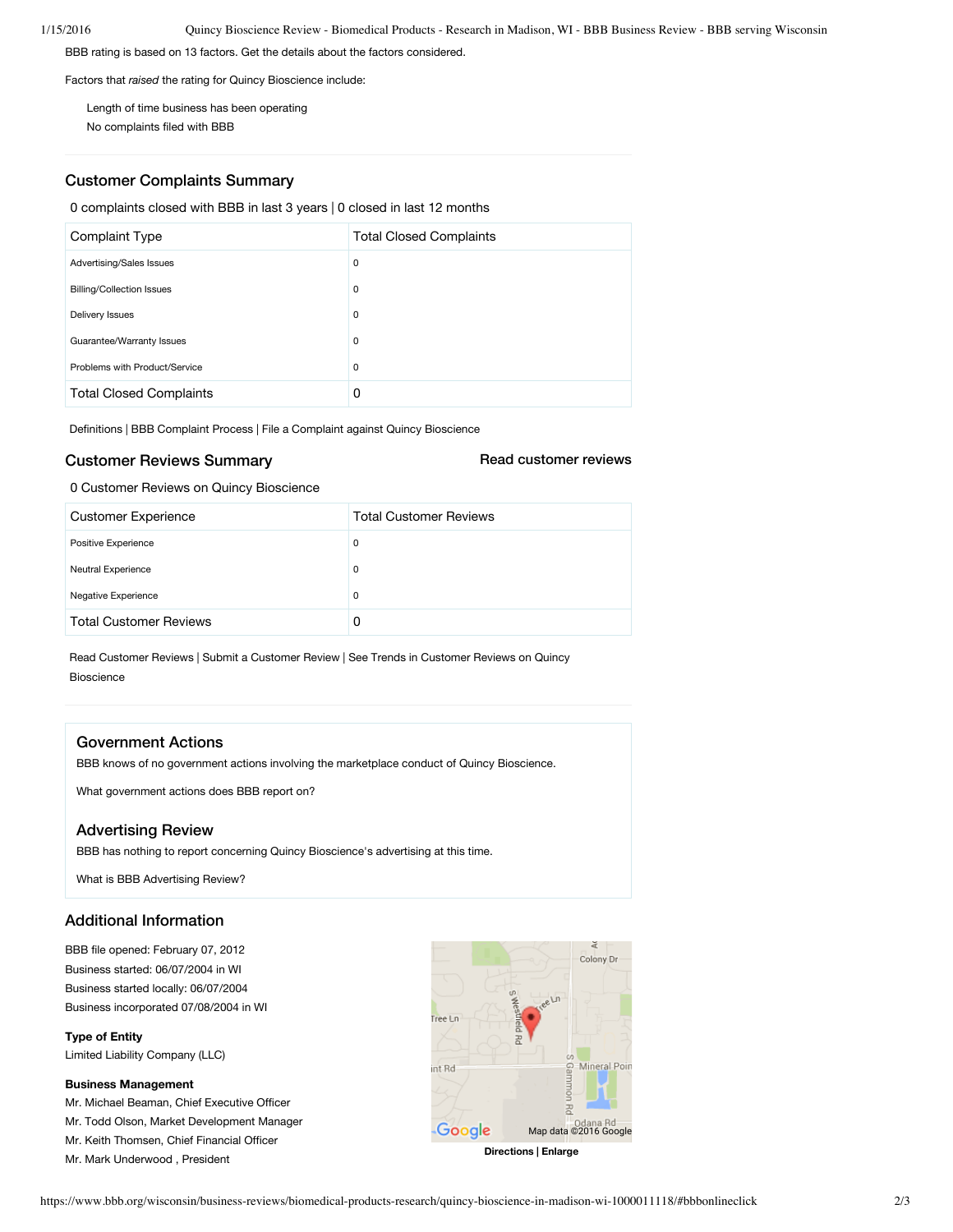BBB rating is based on 13 factors. Get the details about the factors considered.

Factors that *raised* the rating for Quincy Bioscience include:

- Length of time business has been operating
- No complaints filed with BBB

## Customer Complaints Summary

0 complaints closed with BBB in last 3 years | 0 closed in last 12 months

| Complaint Type | Total Closed Complaints |
|---|---|
| Advertising/Sales Issues | 0 |
| Billing/Collection Issues | 0 |
| Delivery Issues | 0 |
| Guarantee/Warranty Issues | 0 |
| Problems with Product/Service | 0 |
| Total Closed Complaints | 0 |

Definitions | BBB Complaint Process | File a Complaint against Quincy Bioscience

## Customer Reviews Summary

**Read customer reviews**

0 Customer Reviews on Quincy Bioscience

| Customer Experience | Total Customer Reviews |
|---|---|
| Positive Experience | 0 |
| Neutral Experience | 0 |
| Negative Experience | 0 |
| Total Customer Reviews | 0 |

Read Customer Reviews | Submit a Customer Review | See Trends in Customer Reviews on Quincy Bioscience

### Government Actions

BBB knows of no government actions involving the marketplace conduct of Quincy Bioscience.

What government actions does BBB report on?

### Advertising Review

BBB has nothing to report concerning Quincy Bioscience's advertising at this time.

What is BBB Advertising Review?

## Additional Information

BBB file opened: February 07, 2012
Business started: 06/07/2004 in WI
Business started locally: 06/07/2004
Business incorporated 07/08/2004 in WI

**Type of Entity**
Limited Liability Company (LLC)

**Business Management**
Mr. Michael Beaman, Chief Executive Officer
Mr. Todd Olson, Market Development Manager
Mr. Keith Thomsen, Chief Financial Officer
Mr. Mark Underwood , President

Map data ©2016 Google

**Directions | Enlarge**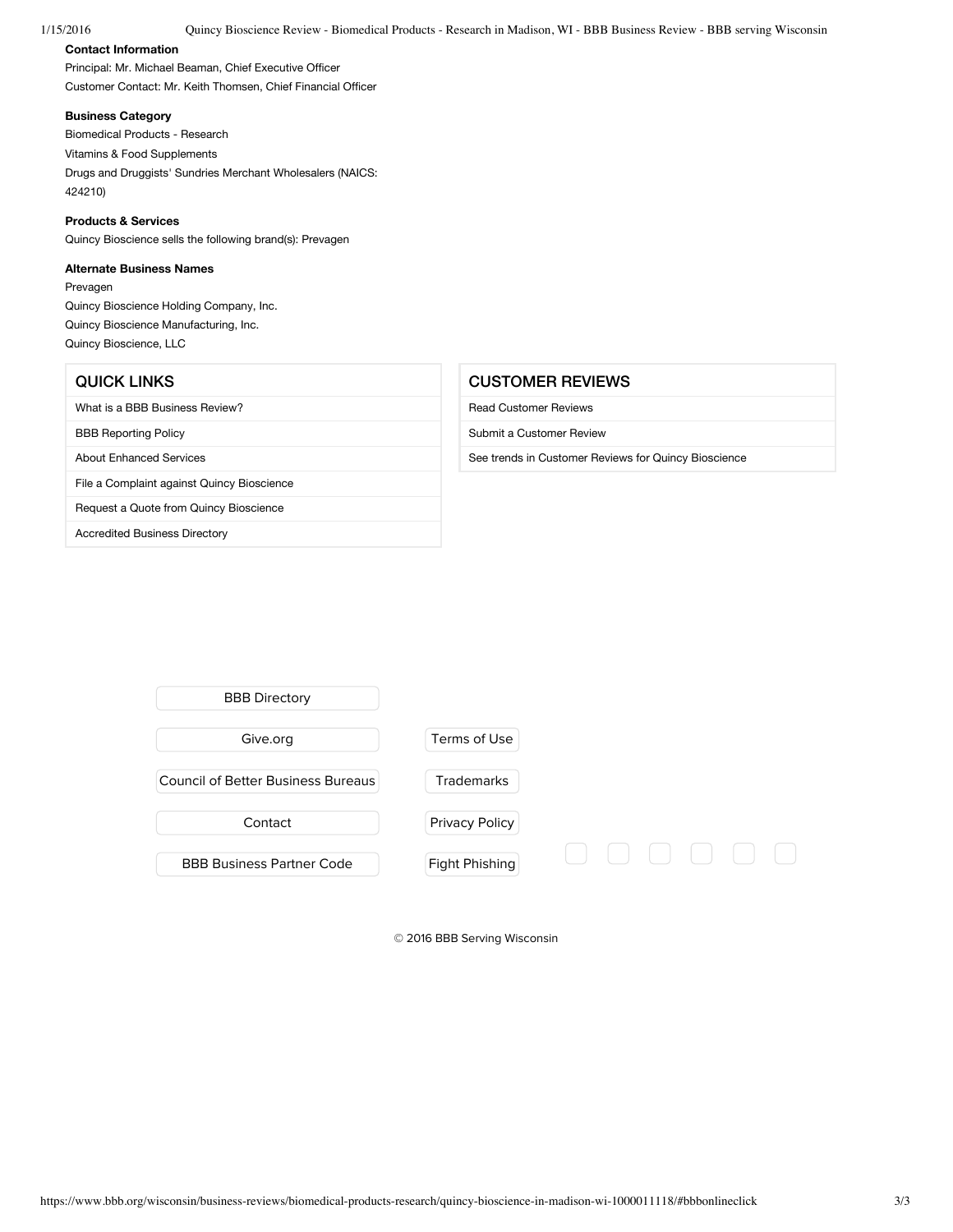**Contact Information**

Principal: Mr. Michael Beaman, Chief Executive Officer

Customer Contact: Mr. Keith Thomsen, Chief Financial Officer

**Business Category**

Biomedical Products - Research

Vitamins & Food Supplements

Drugs and Druggists' Sundries Merchant Wholesalers (NAICS: 424210)

**Products & Services**

Quincy Bioscience sells the following brand(s): Prevagen

**Alternate Business Names**

Prevagen

Quincy Bioscience Holding Company, Inc.

Quincy Bioscience Manufacturing, Inc.

Quincy Bioscience, LLC

## QUICK LINKS

- What is a BBB Business Review?
- BBB Reporting Policy
- About Enhanced Services
- File a Complaint against Quincy Bioscience
- Request a Quote from Quincy Bioscience
- Accredited Business Directory

## CUSTOMER REVIEWS

- Read Customer Reviews
- Submit a Customer Review
- See trends in Customer Reviews for Quincy Bioscience

BBB Directory

Give.org

Council of Better Business Bureaus

Contact

BBB Business Partner Code

Terms of Use

Trademarks

Privacy Policy

Fight Phishing

© 2016 BBB Serving Wisconsin